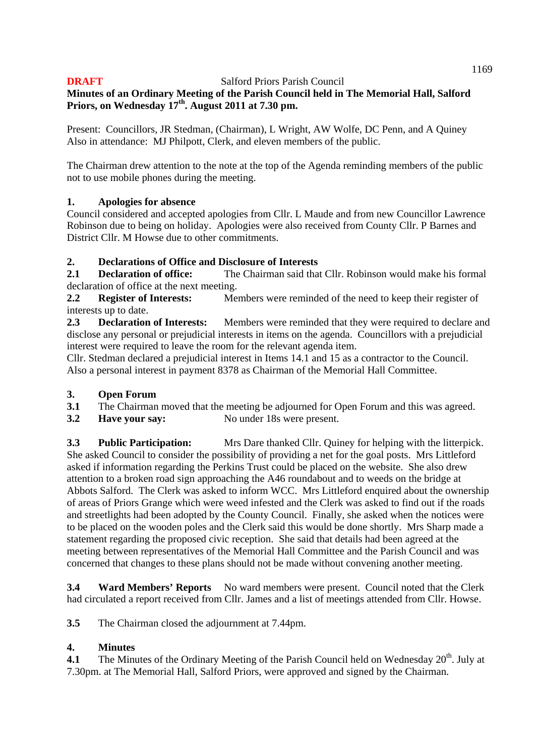**DRAFT** Salford Priors Parish Council

**Minutes of an Ordinary Meeting of the Parish Council held in The Memorial Hall, Salford Priors, on Wednesday 17th. August 2011 at 7.30 pm.**

Present: Councillors, JR Stedman, (Chairman), L Wright, AW Wolfe, DC Penn, and A Quiney
Also in attendance: MJ Philpott, Clerk, and eleven members of the public.

The Chairman drew attention to the note at the top of the Agenda reminding members of the public not to use mobile phones during the meeting.

## 1. Apologies for absence

Council considered and accepted apologies from Cllr. L Maude and from new Councillor Lawrence Robinson due to being on holiday. Apologies were also received from County Cllr. P Barnes and District Cllr. M Howse due to other commitments.

## 2. Declarations of Office and Disclosure of Interests

**2.1 Declaration of office:** The Chairman said that Cllr. Robinson would make his formal declaration of office at the next meeting.

**2.2 Register of Interests:** Members were reminded of the need to keep their register of interests up to date.

**2.3 Declaration of Interests:** Members were reminded that they were required to declare and disclose any personal or prejudicial interests in items on the agenda. Councillors with a prejudicial interest were required to leave the room for the relevant agenda item.

Cllr. Stedman declared a prejudicial interest in Items 14.1 and 15 as a contractor to the Council. Also a personal interest in payment 8378 as Chairman of the Memorial Hall Committee.

## 3. Open Forum

**3.1** The Chairman moved that the meeting be adjourned for Open Forum and this was agreed.

**3.2 Have your say:** No under 18s were present.

**3.3 Public Participation:** Mrs Dare thanked Cllr. Quiney for helping with the litterpick. She asked Council to consider the possibility of providing a net for the goal posts. Mrs Littleford asked if information regarding the Perkins Trust could be placed on the website. She also drew attention to a broken road sign approaching the A46 roundabout and to weeds on the bridge at Abbots Salford. The Clerk was asked to inform WCC. Mrs Littleford enquired about the ownership of areas of Priors Grange which were weed infested and the Clerk was asked to find out if the roads and streetlights had been adopted by the County Council. Finally, she asked when the notices were to be placed on the wooden poles and the Clerk said this would be done shortly. Mrs Sharp made a statement regarding the proposed civic reception. She said that details had been agreed at the meeting between representatives of the Memorial Hall Committee and the Parish Council and was concerned that changes to these plans should not be made without convening another meeting.

**3.4 Ward Members' Reports** No ward members were present. Council noted that the Clerk had circulated a report received from Cllr. James and a list of meetings attended from Cllr. Howse.

**3.5** The Chairman closed the adjournment at 7.44pm.

## 4. Minutes

**4.1** The Minutes of the Ordinary Meeting of the Parish Council held on Wednesday 20th. July at 7.30pm. at The Memorial Hall, Salford Priors, were approved and signed by the Chairman.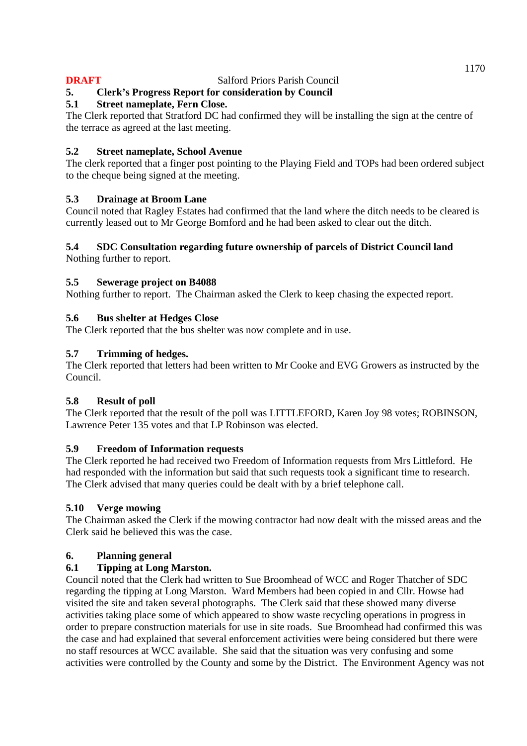**DRAFT** Salford Priors Parish Council

## 5. Clerk's Progress Report for consideration by Council

### 5.1 Street nameplate, Fern Close.

The Clerk reported that Stratford DC had confirmed they will be installing the sign at the centre of the terrace as agreed at the last meeting.

### 5.2 Street nameplate, School Avenue

The clerk reported that a finger post pointing to the Playing Field and TOPs had been ordered subject to the cheque being signed at the meeting.

### 5.3 Drainage at Broom Lane

Council noted that Ragley Estates had confirmed that the land where the ditch needs to be cleared is currently leased out to Mr George Bomford and he had been asked to clear out the ditch.

### 5.4 SDC Consultation regarding future ownership of parcels of District Council land

Nothing further to report.

### 5.5 Sewerage project on B4088

Nothing further to report. The Chairman asked the Clerk to keep chasing the expected report.

### 5.6 Bus shelter at Hedges Close

The Clerk reported that the bus shelter was now complete and in use.

### 5.7 Trimming of hedges.

The Clerk reported that letters had been written to Mr Cooke and EVG Growers as instructed by the Council.

### 5.8 Result of poll

The Clerk reported that the result of the poll was LITTLEFORD, Karen Joy 98 votes; ROBINSON, Lawrence Peter 135 votes and that LP Robinson was elected.

### 5.9 Freedom of Information requests

The Clerk reported he had received two Freedom of Information requests from Mrs Littleford. He had responded with the information but said that such requests took a significant time to research. The Clerk advised that many queries could be dealt with by a brief telephone call.

### 5.10 Verge mowing

The Chairman asked the Clerk if the mowing contractor had now dealt with the missed areas and the Clerk said he believed this was the case.

## 6. Planning general

### 6.1 Tipping at Long Marston.

Council noted that the Clerk had written to Sue Broomhead of WCC and Roger Thatcher of SDC regarding the tipping at Long Marston. Ward Members had been copied in and Cllr. Howse had visited the site and taken several photographs. The Clerk said that these showed many diverse activities taking place some of which appeared to show waste recycling operations in progress in order to prepare construction materials for use in site roads. Sue Broomhead had confirmed this was the case and had explained that several enforcement activities were being considered but there were no staff resources at WCC available. She said that the situation was very confusing and some activities were controlled by the County and some by the District. The Environment Agency was not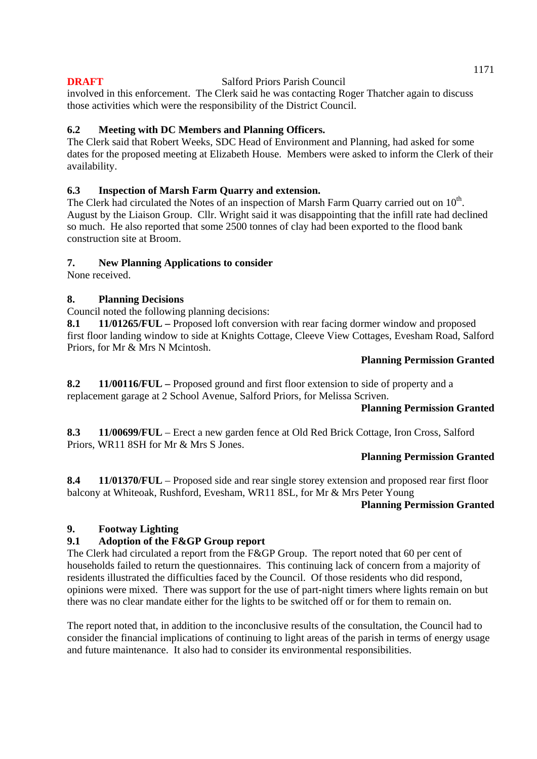involved in this enforcement. The Clerk said he was contacting Roger Thatcher again to discuss those activities which were the responsibility of the District Council.

### 6.2 Meeting with DC Members and Planning Officers.

The Clerk said that Robert Weeks, SDC Head of Environment and Planning, had asked for some dates for the proposed meeting at Elizabeth House. Members were asked to inform the Clerk of their availability.

### 6.3 Inspection of Marsh Farm Quarry and extension.

The Clerk had circulated the Notes of an inspection of Marsh Farm Quarry carried out on 10th. August by the Liaison Group. Cllr. Wright said it was disappointing that the infill rate had declined so much. He also reported that some 2500 tonnes of clay had been exported to the flood bank construction site at Broom.

## 7. New Planning Applications to consider

None received.

## 8. Planning Decisions

Council noted the following planning decisions:

**8.1 11/01265/FUL –** Proposed loft conversion with rear facing dormer window and proposed first floor landing window to side at Knights Cottage, Cleeve View Cottages, Evesham Road, Salford Priors, for Mr & Mrs N Mcintosh.

**Planning Permission Granted**

**8.2 11/00116/FUL –** Proposed ground and first floor extension to side of property and a replacement garage at 2 School Avenue, Salford Priors, for Melissa Scriven.

**Planning Permission Granted**

**8.3 11/00699/FUL** – Erect a new garden fence at Old Red Brick Cottage, Iron Cross, Salford Priors, WR11 8SH for Mr & Mrs S Jones.

**Planning Permission Granted**

**8.4 11/01370/FUL** – Proposed side and rear single storey extension and proposed rear first floor balcony at Whiteoak, Rushford, Evesham, WR11 8SL, for Mr & Mrs Peter Young

**Planning Permission Granted**

## 9. Footway Lighting

### 9.1 Adoption of the F&GP Group report

The Clerk had circulated a report from the F&GP Group. The report noted that 60 per cent of households failed to return the questionnaires. This continuing lack of concern from a majority of residents illustrated the difficulties faced by the Council. Of those residents who did respond, opinions were mixed. There was support for the use of part-night timers where lights remain on but there was no clear mandate either for the lights to be switched off or for them to remain on.

The report noted that, in addition to the inconclusive results of the consultation, the Council had to consider the financial implications of continuing to light areas of the parish in terms of energy usage and future maintenance. It also had to consider its environmental responsibilities.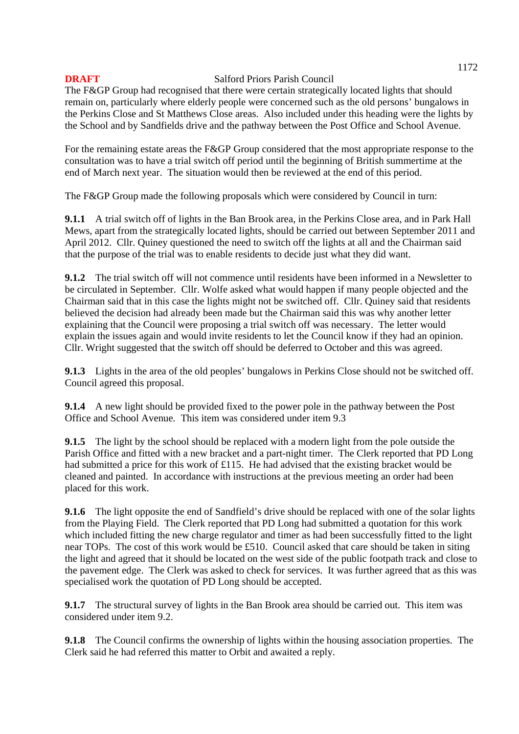The F&GP Group had recognised that there were certain strategically located lights that should remain on, particularly where elderly people were concerned such as the old persons' bungalows in the Perkins Close and St Matthews Close areas. Also included under this heading were the lights by the School and by Sandfields drive and the pathway between the Post Office and School Avenue.

For the remaining estate areas the F&GP Group considered that the most appropriate response to the consultation was to have a trial switch off period until the beginning of British summertime at the end of March next year. The situation would then be reviewed at the end of this period.

The F&GP Group made the following proposals which were considered by Council in turn:

**9.1.1** A trial switch off of lights in the Ban Brook area, in the Perkins Close area, and in Park Hall Mews, apart from the strategically located lights, should be carried out between September 2011 and April 2012. Cllr. Quiney questioned the need to switch off the lights at all and the Chairman said that the purpose of the trial was to enable residents to decide just what they did want.

**9.1.2** The trial switch off will not commence until residents have been informed in a Newsletter to be circulated in September. Cllr. Wolfe asked what would happen if many people objected and the Chairman said that in this case the lights might not be switched off. Cllr. Quiney said that residents believed the decision had already been made but the Chairman said this was why another letter explaining that the Council were proposing a trial switch off was necessary. The letter would explain the issues again and would invite residents to let the Council know if they had an opinion. Cllr. Wright suggested that the switch off should be deferred to October and this was agreed.

**9.1.3** Lights in the area of the old peoples' bungalows in Perkins Close should not be switched off. Council agreed this proposal.

**9.1.4** A new light should be provided fixed to the power pole in the pathway between the Post Office and School Avenue. This item was considered under item 9.3

**9.1.5** The light by the school should be replaced with a modern light from the pole outside the Parish Office and fitted with a new bracket and a part-night timer. The Clerk reported that PD Long had submitted a price for this work of £115. He had advised that the existing bracket would be cleaned and painted. In accordance with instructions at the previous meeting an order had been placed for this work.

**9.1.6** The light opposite the end of Sandfield's drive should be replaced with one of the solar lights from the Playing Field. The Clerk reported that PD Long had submitted a quotation for this work which included fitting the new charge regulator and timer as had been successfully fitted to the light near TOPs. The cost of this work would be £510. Council asked that care should be taken in siting the light and agreed that it should be located on the west side of the public footpath track and close to the pavement edge. The Clerk was asked to check for services. It was further agreed that as this was specialised work the quotation of PD Long should be accepted.

**9.1.7** The structural survey of lights in the Ban Brook area should be carried out. This item was considered under item 9.2.

**9.1.8** The Council confirms the ownership of lights within the housing association properties. The Clerk said he had referred this matter to Orbit and awaited a reply.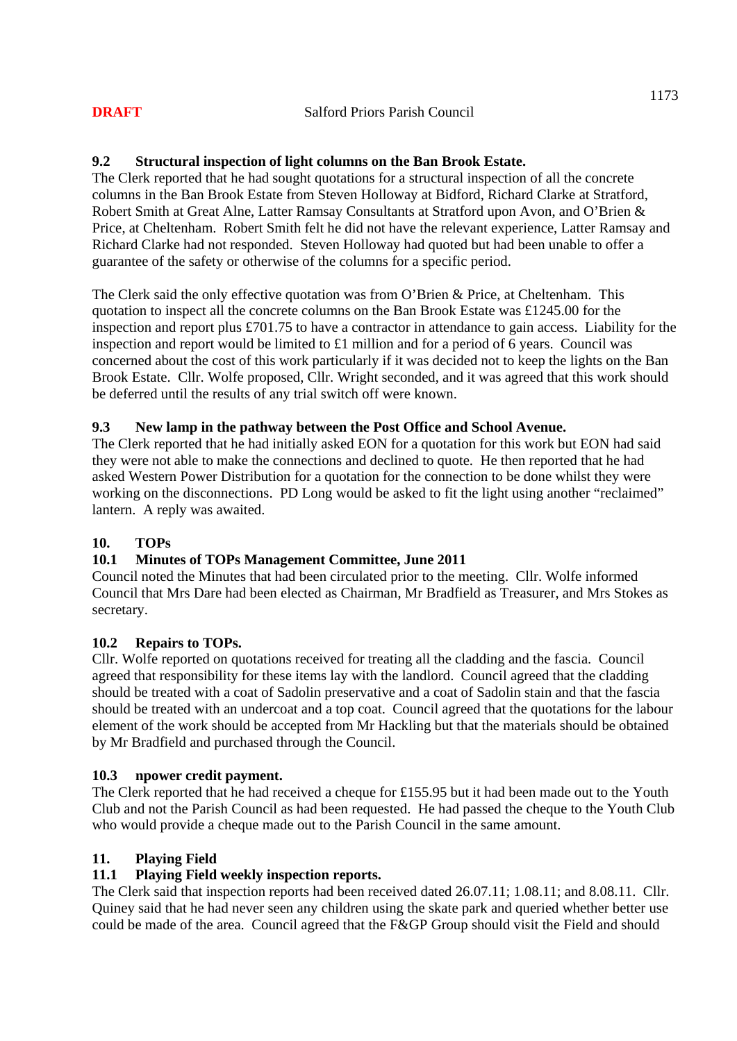**DRAFT** Salford Priors Parish Council

**9.2 Structural inspection of light columns on the Ban Brook Estate.**

The Clerk reported that he had sought quotations for a structural inspection of all the concrete columns in the Ban Brook Estate from Steven Holloway at Bidford, Richard Clarke at Stratford, Robert Smith at Great Alne, Latter Ramsay Consultants at Stratford upon Avon, and O'Brien & Price, at Cheltenham. Robert Smith felt he did not have the relevant experience, Latter Ramsay and Richard Clarke had not responded. Steven Holloway had quoted but had been unable to offer a guarantee of the safety or otherwise of the columns for a specific period.

The Clerk said the only effective quotation was from O'Brien & Price, at Cheltenham. This quotation to inspect all the concrete columns on the Ban Brook Estate was £1245.00 for the inspection and report plus £701.75 to have a contractor in attendance to gain access. Liability for the inspection and report would be limited to £1 million and for a period of 6 years. Council was concerned about the cost of this work particularly if it was decided not to keep the lights on the Ban Brook Estate. Cllr. Wolfe proposed, Cllr. Wright seconded, and it was agreed that this work should be deferred until the results of any trial switch off were known.

**9.3 New lamp in the pathway between the Post Office and School Avenue.**

The Clerk reported that he had initially asked EON for a quotation for this work but EON had said they were not able to make the connections and declined to quote. He then reported that he had asked Western Power Distribution for a quotation for the connection to be done whilst they were working on the disconnections. PD Long would be asked to fit the light using another "reclaimed" lantern. A reply was awaited.

**10. TOPs**

**10.1 Minutes of TOPs Management Committee, June 2011**

Council noted the Minutes that had been circulated prior to the meeting. Cllr. Wolfe informed Council that Mrs Dare had been elected as Chairman, Mr Bradfield as Treasurer, and Mrs Stokes as secretary.

**10.2 Repairs to TOPs.**

Cllr. Wolfe reported on quotations received for treating all the cladding and the fascia. Council agreed that responsibility for these items lay with the landlord. Council agreed that the cladding should be treated with a coat of Sadolin preservative and a coat of Sadolin stain and that the fascia should be treated with an undercoat and a top coat. Council agreed that the quotations for the labour element of the work should be accepted from Mr Hackling but that the materials should be obtained by Mr Bradfield and purchased through the Council.

**10.3 npower credit payment.**

The Clerk reported that he had received a cheque for £155.95 but it had been made out to the Youth Club and not the Parish Council as had been requested. He had passed the cheque to the Youth Club who would provide a cheque made out to the Parish Council in the same amount.

**11. Playing Field**

**11.1 Playing Field weekly inspection reports.**

The Clerk said that inspection reports had been received dated 26.07.11; 1.08.11; and 8.08.11. Cllr. Quiney said that he had never seen any children using the skate park and queried whether better use could be made of the area. Council agreed that the F&GP Group should visit the Field and should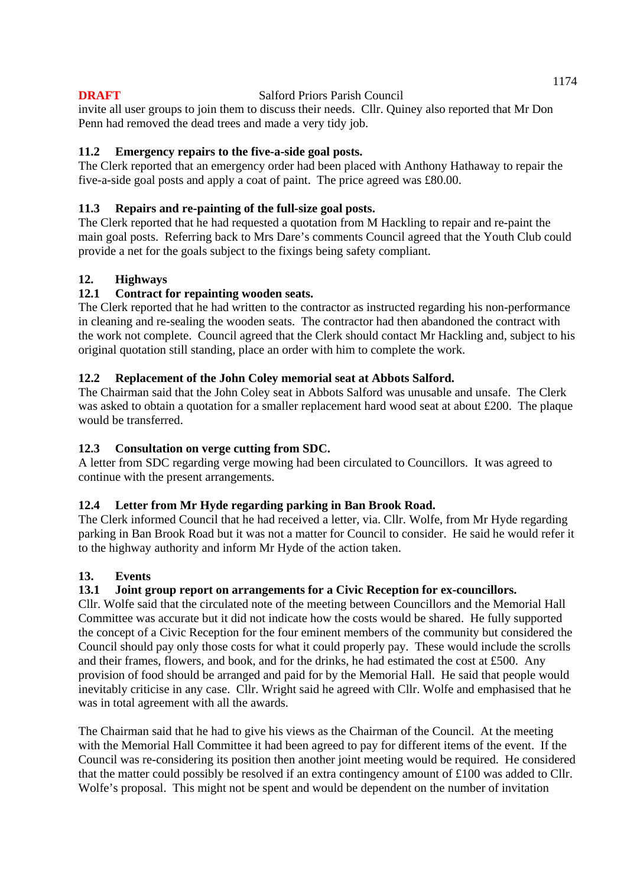invite all user groups to join them to discuss their needs. Cllr. Quiney also reported that Mr Don Penn had removed the dead trees and made a very tidy job.

### 11.2 Emergency repairs to the five-a-side goal posts.

The Clerk reported that an emergency order had been placed with Anthony Hathaway to repair the five-a-side goal posts and apply a coat of paint. The price agreed was £80.00.

### 11.3 Repairs and re-painting of the full-size goal posts.

The Clerk reported that he had requested a quotation from M Hackling to repair and re-paint the main goal posts. Referring back to Mrs Dare's comments Council agreed that the Youth Club could provide a net for the goals subject to the fixings being safety compliant.

## 12. Highways

### 12.1 Contract for repainting wooden seats.

The Clerk reported that he had written to the contractor as instructed regarding his non-performance in cleaning and re-sealing the wooden seats. The contractor had then abandoned the contract with the work not complete. Council agreed that the Clerk should contact Mr Hackling and, subject to his original quotation still standing, place an order with him to complete the work.

### 12.2 Replacement of the John Coley memorial seat at Abbots Salford.

The Chairman said that the John Coley seat in Abbots Salford was unusable and unsafe. The Clerk was asked to obtain a quotation for a smaller replacement hard wood seat at about £200. The plaque would be transferred.

### 12.3 Consultation on verge cutting from SDC.

A letter from SDC regarding verge mowing had been circulated to Councillors. It was agreed to continue with the present arrangements.

### 12.4 Letter from Mr Hyde regarding parking in Ban Brook Road.

The Clerk informed Council that he had received a letter, via. Cllr. Wolfe, from Mr Hyde regarding parking in Ban Brook Road but it was not a matter for Council to consider. He said he would refer it to the highway authority and inform Mr Hyde of the action taken.

## 13. Events

### 13.1 Joint group report on arrangements for a Civic Reception for ex-councillors.

Cllr. Wolfe said that the circulated note of the meeting between Councillors and the Memorial Hall Committee was accurate but it did not indicate how the costs would be shared. He fully supported the concept of a Civic Reception for the four eminent members of the community but considered the Council should pay only those costs for what it could properly pay. These would include the scrolls and their frames, flowers, and book, and for the drinks, he had estimated the cost at £500. Any provision of food should be arranged and paid for by the Memorial Hall. He said that people would inevitably criticise in any case. Cllr. Wright said he agreed with Cllr. Wolfe and emphasised that he was in total agreement with all the awards.

The Chairman said that he had to give his views as the Chairman of the Council. At the meeting with the Memorial Hall Committee it had been agreed to pay for different items of the event. If the Council was re-considering its position then another joint meeting would be required. He considered that the matter could possibly be resolved if an extra contingency amount of £100 was added to Cllr. Wolfe's proposal. This might not be spent and would be dependent on the number of invitation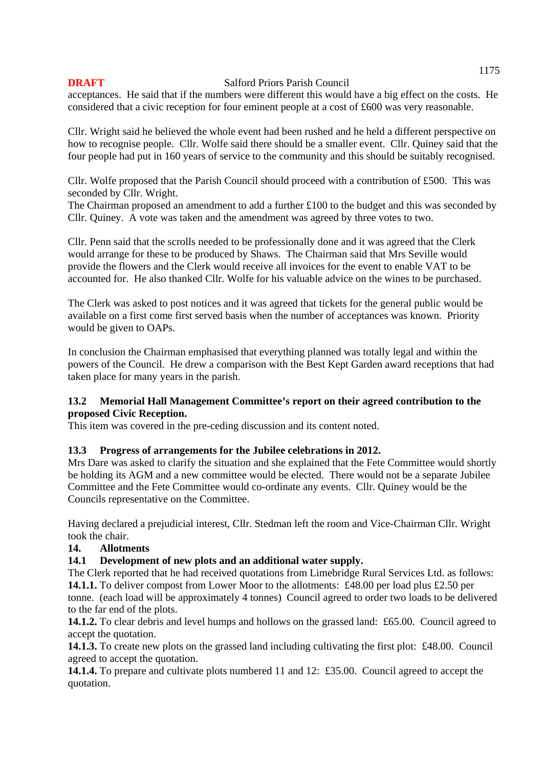acceptances. He said that if the numbers were different this would have a big effect on the costs. He considered that a civic reception for four eminent people at a cost of £600 was very reasonable.

Cllr. Wright said he believed the whole event had been rushed and he held a different perspective on how to recognise people. Cllr. Wolfe said there should be a smaller event. Cllr. Quiney said that the four people had put in 160 years of service to the community and this should be suitably recognised.

Cllr. Wolfe proposed that the Parish Council should proceed with a contribution of £500. This was seconded by Cllr. Wright.
The Chairman proposed an amendment to add a further £100 to the budget and this was seconded by Cllr. Quiney. A vote was taken and the amendment was agreed by three votes to two.

Cllr. Penn said that the scrolls needed to be professionally done and it was agreed that the Clerk would arrange for these to be produced by Shaws. The Chairman said that Mrs Seville would provide the flowers and the Clerk would receive all invoices for the event to enable VAT to be accounted for. He also thanked Cllr. Wolfe for his valuable advice on the wines to be purchased.

The Clerk was asked to post notices and it was agreed that tickets for the general public would be available on a first come first served basis when the number of acceptances was known. Priority would be given to OAPs.

In conclusion the Chairman emphasised that everything planned was totally legal and within the powers of the Council. He drew a comparison with the Best Kept Garden award receptions that had taken place for many years in the parish.

**13.2 Memorial Hall Management Committee's report on their agreed contribution to the proposed Civic Reception.**
This item was covered in the pre-ceding discussion and its content noted.

**13.3 Progress of arrangements for the Jubilee celebrations in 2012.**
Mrs Dare was asked to clarify the situation and she explained that the Fete Committee would shortly be holding its AGM and a new committee would be elected. There would not be a separate Jubilee Committee and the Fete Committee would co-ordinate any events. Cllr. Quiney would be the Councils representative on the Committee.

Having declared a prejudicial interest, Cllr. Stedman left the room and Vice-Chairman Cllr. Wright took the chair.

**14. Allotments**

**14.1 Development of new plots and an additional water supply.**
The Clerk reported that he had received quotations from Limebridge Rural Services Ltd. as follows:
**14.1.1.** To deliver compost from Lower Moor to the allotments: £48.00 per load plus £2.50 per tonne. (each load will be approximately 4 tonnes) Council agreed to order two loads to be delivered to the far end of the plots.
**14.1.2.** To clear debris and level humps and hollows on the grassed land: £65.00. Council agreed to accept the quotation.
**14.1.3.** To create new plots on the grassed land including cultivating the first plot: £48.00. Council agreed to accept the quotation.
**14.1.4.** To prepare and cultivate plots numbered 11 and 12: £35.00. Council agreed to accept the quotation.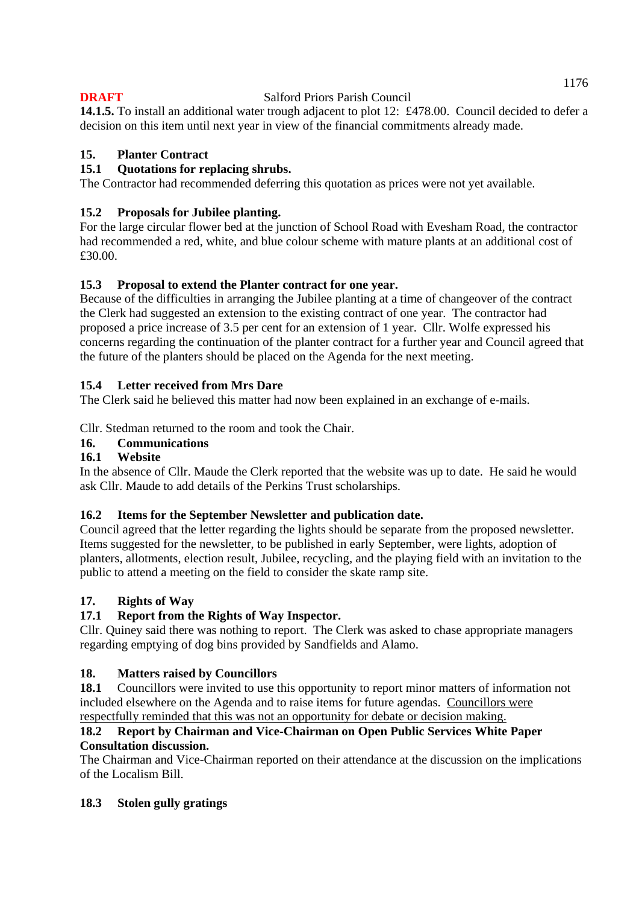**14.1.5.** To install an additional water trough adjacent to plot 12: £478.00. Council decided to defer a decision on this item until next year in view of the financial commitments already made.

## 15. Planter Contract

### 15.1 Quotations for replacing shrubs.

The Contractor had recommended deferring this quotation as prices were not yet available.

### 15.2 Proposals for Jubilee planting.

For the large circular flower bed at the junction of School Road with Evesham Road, the contractor had recommended a red, white, and blue colour scheme with mature plants at an additional cost of £30.00.

### 15.3 Proposal to extend the Planter contract for one year.

Because of the difficulties in arranging the Jubilee planting at a time of changeover of the contract the Clerk had suggested an extension to the existing contract of one year. The contractor had proposed a price increase of 3.5 per cent for an extension of 1 year. Cllr. Wolfe expressed his concerns regarding the continuation of the planter contract for a further year and Council agreed that the future of the planters should be placed on the Agenda for the next meeting.

### 15.4 Letter received from Mrs Dare

The Clerk said he believed this matter had now been explained in an exchange of e-mails.

Cllr. Stedman returned to the room and took the Chair.

## 16. Communications

### 16.1 Website

In the absence of Cllr. Maude the Clerk reported that the website was up to date. He said he would ask Cllr. Maude to add details of the Perkins Trust scholarships.

### 16.2 Items for the September Newsletter and publication date.

Council agreed that the letter regarding the lights should be separate from the proposed newsletter. Items suggested for the newsletter, to be published in early September, were lights, adoption of planters, allotments, election result, Jubilee, recycling, and the playing field with an invitation to the public to attend a meeting on the field to consider the skate ramp site.

## 17. Rights of Way

### 17.1 Report from the Rights of Way Inspector.

Cllr. Quiney said there was nothing to report. The Clerk was asked to chase appropriate managers regarding emptying of dog bins provided by Sandfields and Alamo.

## 18. Matters raised by Councillors

**18.1** Councillors were invited to use this opportunity to report minor matters of information not included elsewhere on the Agenda and to raise items for future agendas. <u>Councillors were respectfully reminded that this was not an opportunity for debate or decision making.</u>

### 18.2 Report by Chairman and Vice-Chairman on Open Public Services White Paper Consultation discussion.

The Chairman and Vice-Chairman reported on their attendance at the discussion on the implications of the Localism Bill.

### 18.3 Stolen gully gratings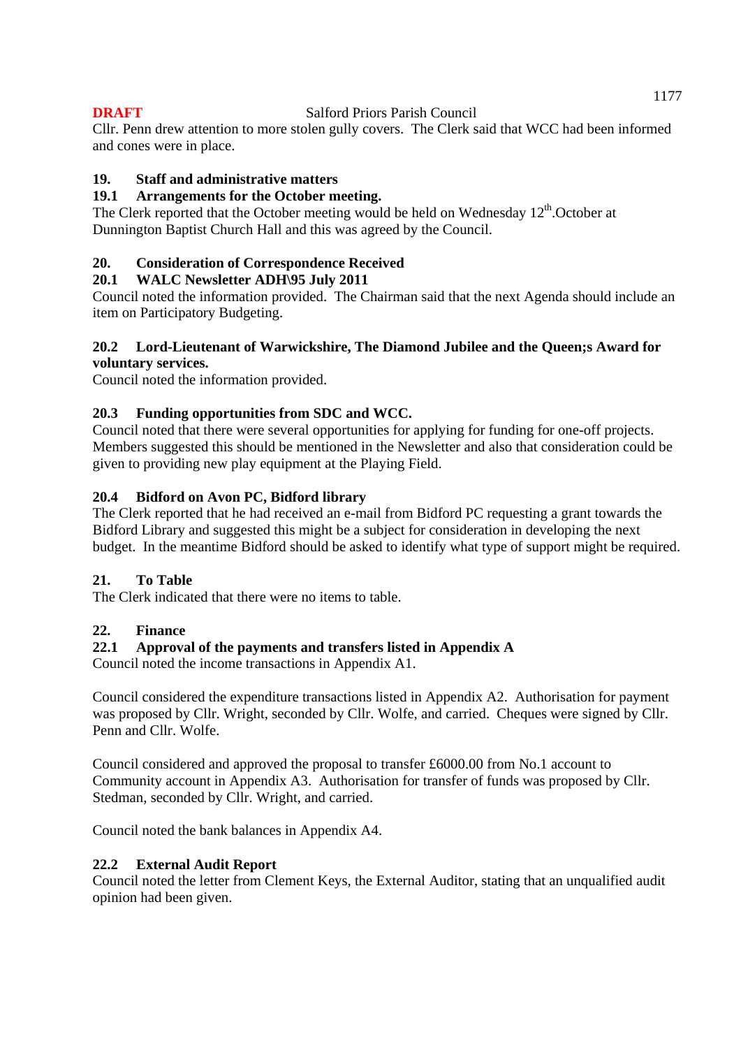Cllr. Penn drew attention to more stolen gully covers. The Clerk said that WCC had been informed and cones were in place.

**19. Staff and administrative matters**

**19.1 Arrangements for the October meeting.**

The Clerk reported that the October meeting would be held on Wednesday 12th.October at Dunnington Baptist Church Hall and this was agreed by the Council.

**20. Consideration of Correspondence Received**

**20.1 WALC Newsletter ADH\95 July 2011**

Council noted the information provided. The Chairman said that the next Agenda should include an item on Participatory Budgeting.

**20.2 Lord-Lieutenant of Warwickshire, The Diamond Jubilee and the Queen;s Award for voluntary services.**

Council noted the information provided.

**20.3 Funding opportunities from SDC and WCC.**

Council noted that there were several opportunities for applying for funding for one-off projects. Members suggested this should be mentioned in the Newsletter and also that consideration could be given to providing new play equipment at the Playing Field.

**20.4 Bidford on Avon PC, Bidford library**

The Clerk reported that he had received an e-mail from Bidford PC requesting a grant towards the Bidford Library and suggested this might be a subject for consideration in developing the next budget. In the meantime Bidford should be asked to identify what type of support might be required.

**21. To Table**

The Clerk indicated that there were no items to table.

**22. Finance**

**22.1 Approval of the payments and transfers listed in Appendix A**

Council noted the income transactions in Appendix A1.

Council considered the expenditure transactions listed in Appendix A2. Authorisation for payment was proposed by Cllr. Wright, seconded by Cllr. Wolfe, and carried. Cheques were signed by Cllr. Penn and Cllr. Wolfe.

Council considered and approved the proposal to transfer £6000.00 from No.1 account to Community account in Appendix A3. Authorisation for transfer of funds was proposed by Cllr. Stedman, seconded by Cllr. Wright, and carried.

Council noted the bank balances in Appendix A4.

**22.2 External Audit Report**

Council noted the letter from Clement Keys, the External Auditor, stating that an unqualified audit opinion had been given.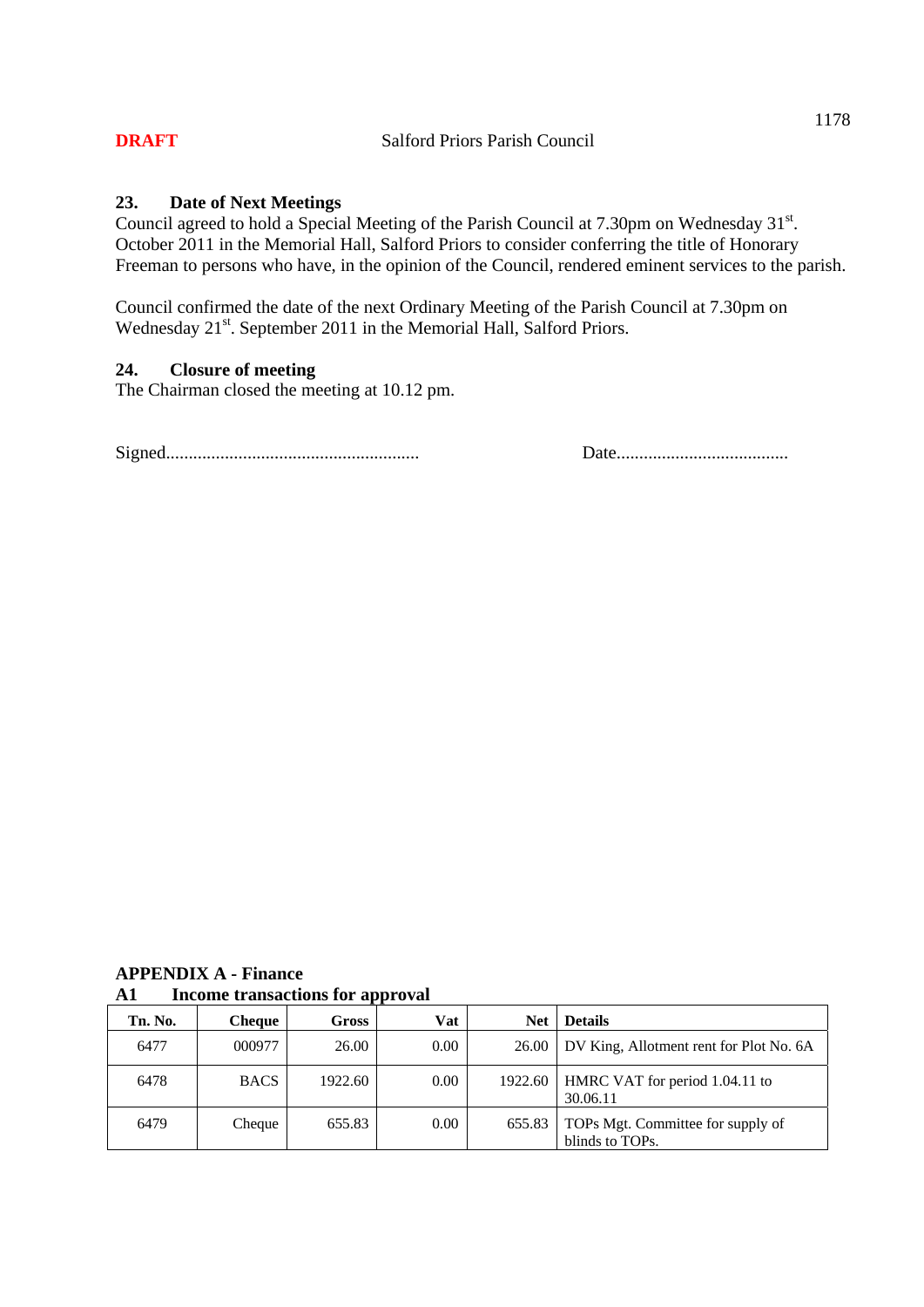**DRAFT** Salford Priors Parish Council

### 23. Date of Next Meetings

Council agreed to hold a Special Meeting of the Parish Council at 7.30pm on Wednesday 31st. October 2011 in the Memorial Hall, Salford Priors to consider conferring the title of Honorary Freeman to persons who have, in the opinion of the Council, rendered eminent services to the parish.

Council confirmed the date of the next Ordinary Meeting of the Parish Council at 7.30pm on Wednesday 21st. September 2011 in the Memorial Hall, Salford Priors.

### 24. Closure of meeting

The Chairman closed the meeting at 10.12 pm.

Signed....................................................... Date.....................................

## APPENDIX A - Finance

### A1 Income transactions for approval

| Tn. No. | Cheque | Gross | Vat | Net | Details |
|---|---|---|---|---|---|
| 6477 | 000977 | 26.00 | 0.00 | 26.00 | DV King, Allotment rent for Plot No. 6A |
| 6478 | BACS | 1922.60 | 0.00 | 1922.60 | HMRC VAT for period 1.04.11 to 30.06.11 |
| 6479 | Cheque | 655.83 | 0.00 | 655.83 | TOPs Mgt. Committee for supply of blinds to TOPs. |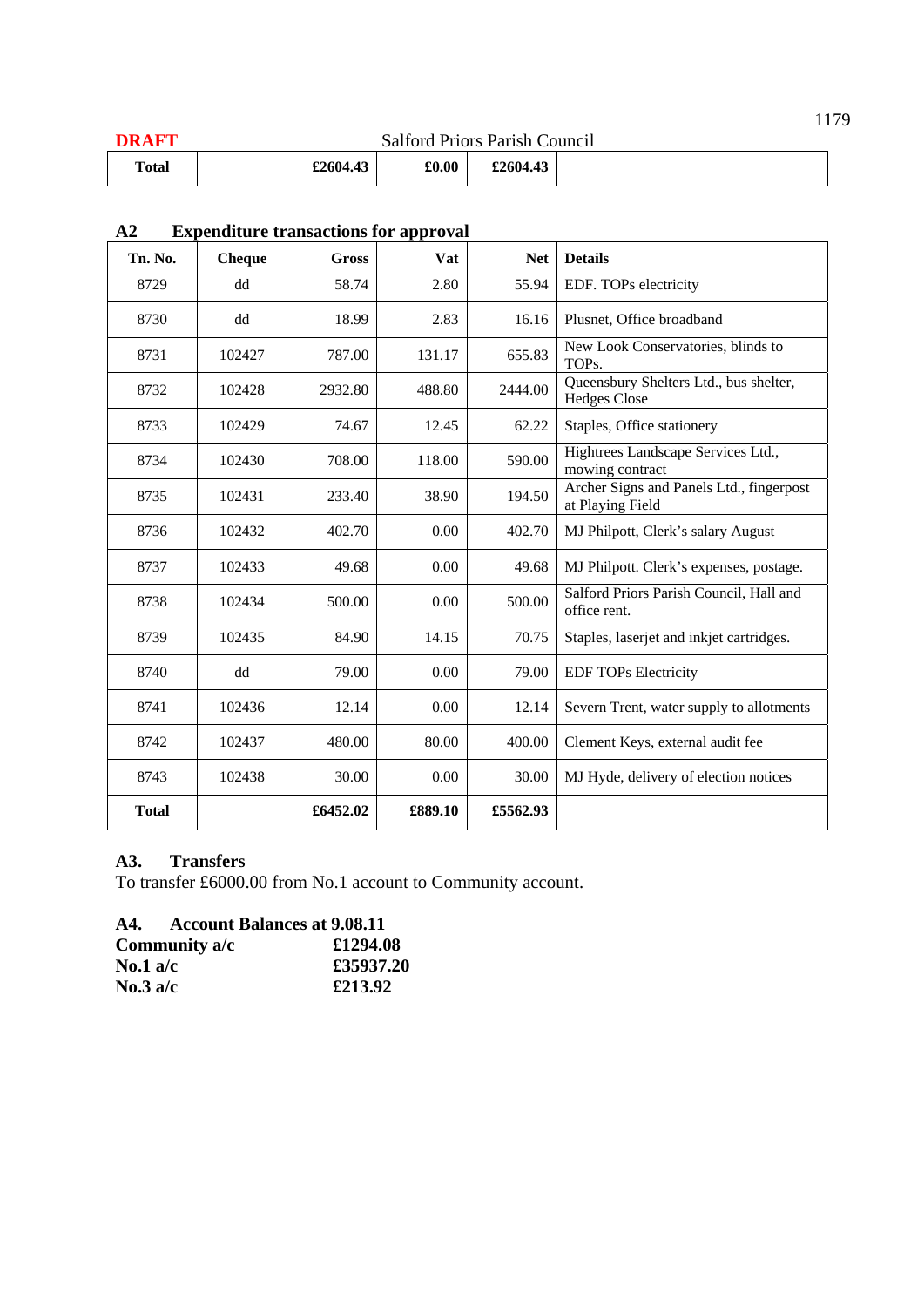**DRAFT** Salford Priors Parish Council

| | | | | | |
|---|---|---|---|---|---|
| **Total** | | **£2604.43** | **£0.00** | **£2604.43** | |

## A2 Expenditure transactions for approval

| Tn. No. | Cheque | Gross | Vat | Net | Details |
|---|---|---|---|---|---|
| 8729 | dd | 58.74 | 2.80 | 55.94 | EDF. TOPs electricity |
| 8730 | dd | 18.99 | 2.83 | 16.16 | Plusnet, Office broadband |
| 8731 | 102427 | 787.00 | 131.17 | 655.83 | New Look Conservatories, blinds to TOPs. |
| 8732 | 102428 | 2932.80 | 488.80 | 2444.00 | Queensbury Shelters Ltd., bus shelter, Hedges Close |
| 8733 | 102429 | 74.67 | 12.45 | 62.22 | Staples, Office stationery |
| 8734 | 102430 | 708.00 | 118.00 | 590.00 | Hightrees Landscape Services Ltd., mowing contract |
| 8735 | 102431 | 233.40 | 38.90 | 194.50 | Archer Signs and Panels Ltd., fingerpost at Playing Field |
| 8736 | 102432 | 402.70 | 0.00 | 402.70 | MJ Philpott, Clerk's salary August |
| 8737 | 102433 | 49.68 | 0.00 | 49.68 | MJ Philpott. Clerk's expenses, postage. |
| 8738 | 102434 | 500.00 | 0.00 | 500.00 | Salford Priors Parish Council, Hall and office rent. |
| 8739 | 102435 | 84.90 | 14.15 | 70.75 | Staples, laserjet and inkjet cartridges. |
| 8740 | dd | 79.00 | 0.00 | 79.00 | EDF TOPs Electricity |
| 8741 | 102436 | 12.14 | 0.00 | 12.14 | Severn Trent, water supply to allotments |
| 8742 | 102437 | 480.00 | 80.00 | 400.00 | Clement Keys, external audit fee |
| 8743 | 102438 | 30.00 | 0.00 | 30.00 | MJ Hyde, delivery of election notices |
| **Total** | | **£6452.02** | **£889.10** | **£5562.93** | |

## A3. Transfers

To transfer £6000.00 from No.1 account to Community account.

## A4. Account Balances at 9.08.11

**Community a/c** **£1294.08**
**No.1 a/c** **£35937.20**
**No.3 a/c** **£213.92**